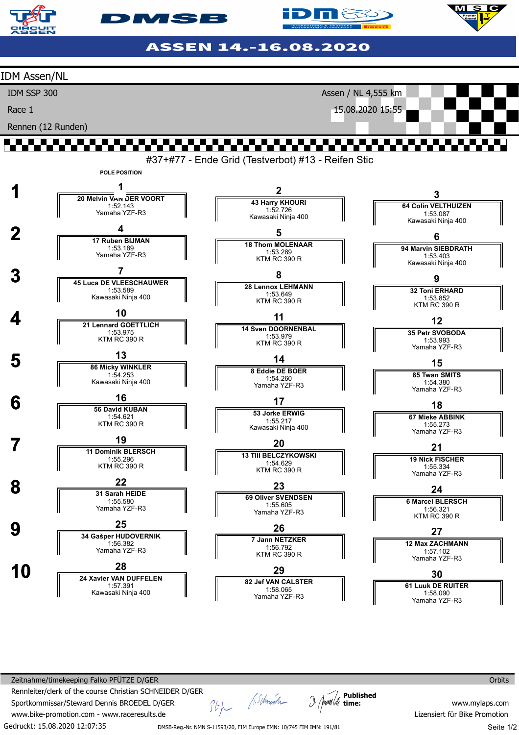# ASSEN 14.-16.08.2020

## IDM Assen/NL

IDM SSP 300

Race 1

Rennen (12 Runden)

Assen / NL 4,555 km

15.08.2020 15:55

#37+#77 - Ende Grid (Testverbot) #13 - Reifen Stic

POLE POSITION

| Row | Pos | Rider | Time | Bike |
|---|---|---|---|---|
| 1 | 1 | 20 Melvin VAN DER VOORT | 1:52.143 | Yamaha YZF-R3 |
| 1 | 2 | 43 Harry KHOURI | 1:52.726 | Kawasaki Ninja 400 |
| 1 | 3 | 64 Colin VELTHUIZEN | 1:53.087 | Kawasaki Ninja 400 |
| 2 | 4 | 17 Ruben BIJMAN | 1:53.189 | Yamaha YZF-R3 |
| 2 | 5 | 18 Thom MOLENAAR | 1:53.289 | KTM RC 390 R |
| 2 | 6 | 94 Marvin SIEBDRATH | 1:53.403 | Kawasaki Ninja 400 |
| 3 | 7 | 45 Luca DE VLEESCHAUWER | 1:53.589 | Kawasaki Ninja 400 |
| 3 | 8 | 28 Lennox LEHMANN | 1:53.649 | KTM RC 390 R |
| 3 | 9 | 32 Toni ERHARD | 1:53.852 | KTM RC 390 R |
| 4 | 10 | 21 Lennard GOETTLICH | 1:53.975 | KTM RC 390 R |
| 4 | 11 | 14 Sven DOORNENBAL | 1:53.979 | KTM RC 390 R |
| 4 | 12 | 35 Petr SVOBODA | 1:53.993 | Yamaha YZF-R3 |
| 5 | 13 | 86 Micky WINKLER | 1:54.253 | Kawasaki Ninja 400 |
| 5 | 14 | 8 Eddie DE BOER | 1:54.260 | Yamaha YZF-R3 |
| 5 | 15 | 85 Twan SMITS | 1:54.380 | Yamaha YZF-R3 |
| 6 | 16 | 56 David KUBAN | 1:54.621 | KTM RC 390 R |
| 6 | 17 | 53 Jorke ERWIG | 1:55.217 | Kawasaki Ninja 400 |
| 6 | 18 | 67 Mieke ABBINK | 1:55.273 | Yamaha YZF-R3 |
| 7 | 19 | 11 Dominik BLERSCH | 1:55.296 | KTM RC 390 R |
| 7 | 20 | 13 Till BELCZYKOWSKI | 1:54.629 | KTM RC 390 R |
| 7 | 21 | 19 Nick FISCHER | 1:55.334 | Yamaha YZF-R3 |
| 8 | 22 | 31 Sarah HEIDE | 1:55.580 | Yamaha YZF-R3 |
| 8 | 23 | 69 Oliver SVENDSEN | 1:55.605 | Yamaha YZF-R3 |
| 8 | 24 | 6 Marcel BLERSCH | 1:56.321 | KTM RC 390 R |
| 9 | 25 | 34 Gašper HUDOVERNIK | 1:56.382 | Yamaha YZF-R3 |
| 9 | 26 | 7 Jann NETZKER | 1:56.792 | KTM RC 390 R |
| 9 | 27 | 12 Max ZACHMANN | 1:57.102 | Yamaha YZF-R3 |
| 10 | 28 | 24 Xavier VAN DUFFELEN | 1:57.391 | Kawasaki Ninja 400 |
| 10 | 29 | 82 Jef VAN CALSTER | 1:58.065 | Yamaha YZF-R3 |
| 10 | 30 | 61 Luuk DE RUITER | 1:58.090 | Yamaha YZF-R3 |

Zeitnahme/timekeeping Falko PFÜTZE D/GER

Orbits

Rennleiter/clerk of the course Christian SCHNEIDER D/GER

Sportkommissar/Steward Dennis BROEDEL D/GER

Published time:

www.bike-promotion.com - www.raceresults.de

www.mylaps.com

Lizensiert für Bike Promotion

Gedruckt: 15.08.2020 12:07:35

DMSB-Reg.-Nr. NMN S-11593/20, FIM Europe EMN: 10/745 FIM IMN: 191/81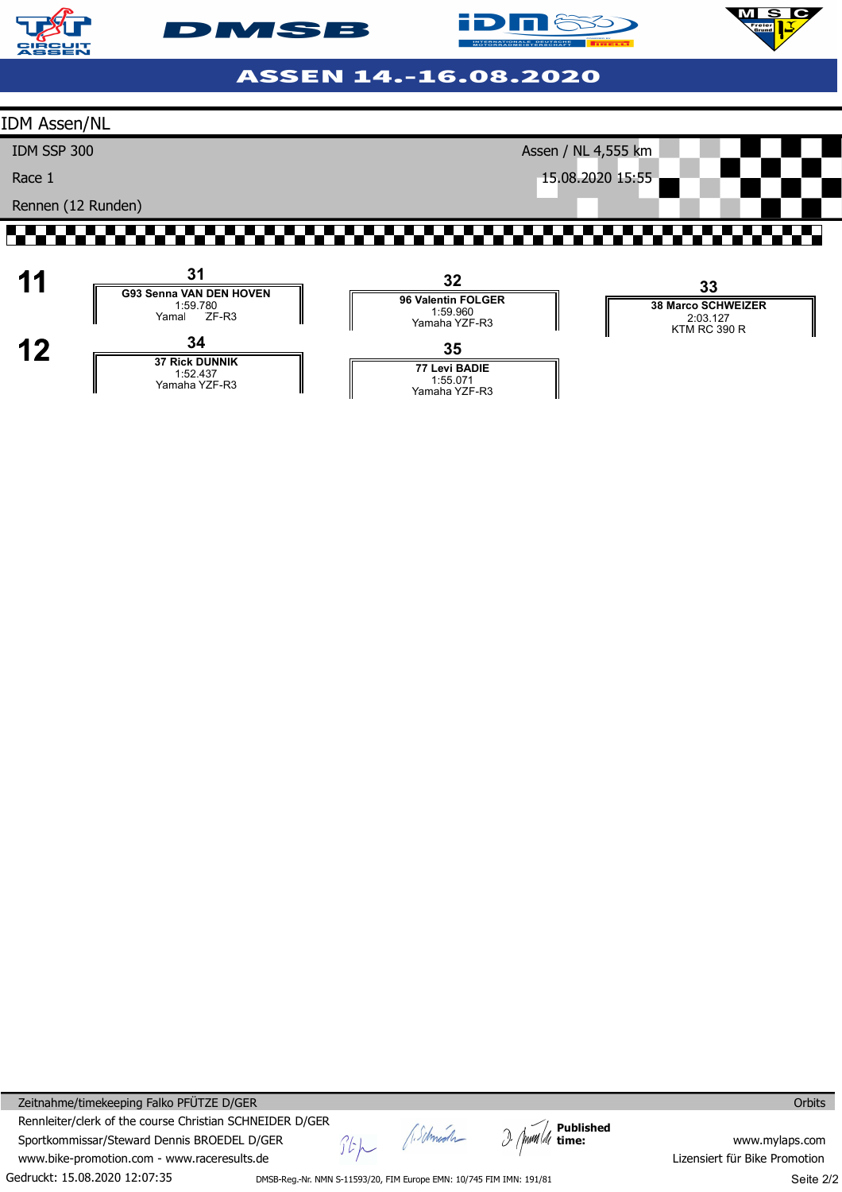ASSEN 14.-16.08.2020

IDM Assen/NL

IDM SSP 300

Race 1

Rennen (12 Runden)

Assen / NL 4,555 km

15.08.2020 15:55

| Row | | | |
|---|---|---|---|
| 11 | **31** G93 Senna VAN DEN HOVEN 1:59.780 Yamaha YZF-R3 | **32** 96 Valentin FOLGER 1:59.960 Yamaha YZF-R3 | **33** 38 Marco SCHWEIZER 2:03.127 KTM RC 390 R |
| 12 | **34** 37 Rick DUNNIK 1:52.437 Yamaha YZF-R3 | **35** 77 Levi BADIE 1:55.071 Yamaha YZF-R3 | |

Zeitnahme/timekeeping Falko PFÜTZE D/GER

Rennleiter/clerk of the course Christian SCHNEIDER D/GER

Sportkommissar/Steward Dennis BROEDEL D/GER

www.bike-promotion.com - www.raceresults.de

**Published time:**

Orbits

www.mylaps.com

Lizensiert für Bike Promotion

Gedruckt: 15.08.2020 12:07:35

DMSB-Reg.-Nr. NMN S-11593/20, FIM Europe EMN: 10/745 FIM IMN: 191/81